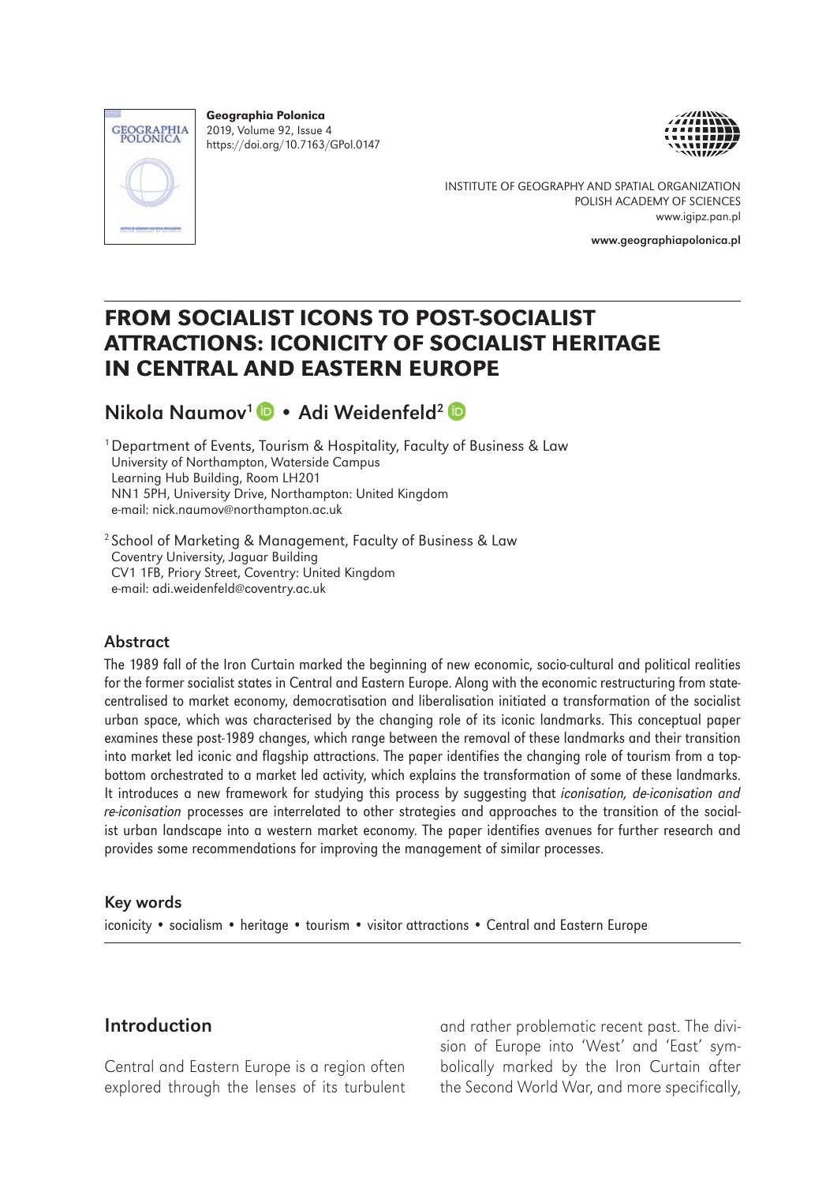Geographia Polonica
2019, Volume 92, Issue 4
https://doi.org/10.7163/GPol.0147

INSTITUTE OF GEOGRAPHY AND SPATIAL ORGANIZATION
POLISH ACADEMY OF SCIENCES
www.igipz.pan.pl

www.geographiapolonica.pl

# FROM SOCIALIST ICONS TO POST-SOCIALIST ATTRACTIONS: ICONICITY OF SOCIALIST HERITAGE IN CENTRAL AND EASTERN EUROPE

## Nikola Naumov[1] • Adi Weidenfeld[2]

[1] Department of Events, Tourism & Hospitality, Faculty of Business & Law
University of Northampton, Waterside Campus
Learning Hub Building, Room LH201
NN1 5PH, University Drive, Northampton: United Kingdom
e-mail: nick.naumov@northampton.ac.uk

[2] School of Marketing & Management, Faculty of Business & Law
Coventry University, Jaguar Building
CV1 1FB, Priory Street, Coventry: United Kingdom
e-mail: adi.weidenfeld@coventry.ac.uk

### Abstract

The 1989 fall of the Iron Curtain marked the beginning of new economic, socio-cultural and political realities for the former socialist states in Central and Eastern Europe. Along with the economic restructuring from state-centralised to market economy, democratisation and liberalisation initiated a transformation of the socialist urban space, which was characterised by the changing role of its iconic landmarks. This conceptual paper examines these post-1989 changes, which range between the removal of these landmarks and their transition into market led iconic and flagship attractions. The paper identifies the changing role of tourism from a top-bottom orchestrated to a market led activity, which explains the transformation of some of these landmarks. It introduces a new framework for studying this process by suggesting that *iconisation, de-iconisation and re-iconisation* processes are interrelated to other strategies and approaches to the transition of the socialist urban landscape into a western market economy. The paper identifies avenues for further research and provides some recommendations for improving the management of similar processes.

### Key words

iconicity • socialism • heritage • tourism • visitor attractions • Central and Eastern Europe

## Introduction

Central and Eastern Europe is a region often explored through the lenses of its turbulent and rather problematic recent past. The division of Europe into 'West' and 'East' symbolically marked by the Iron Curtain after the Second World War, and more specifically,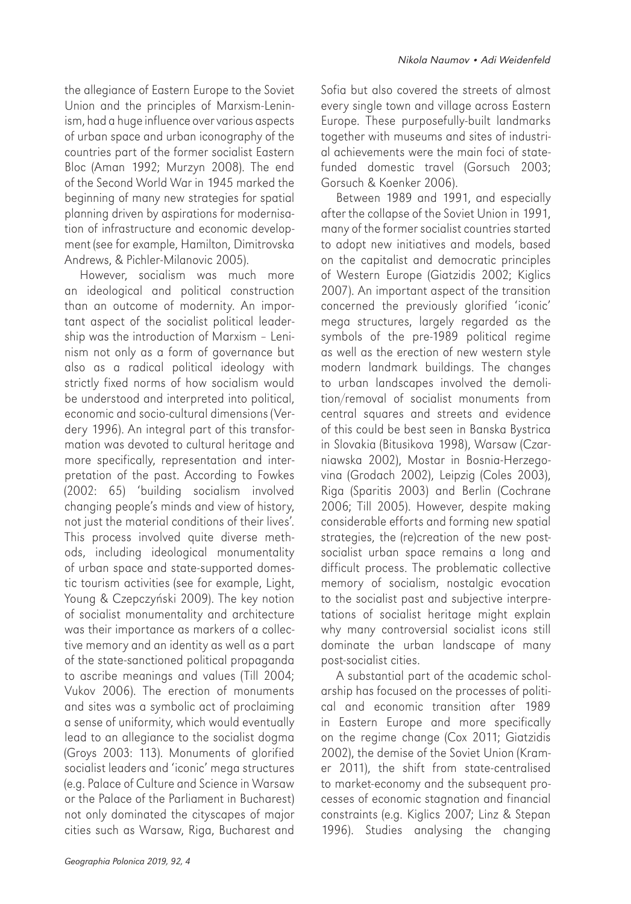the allegiance of Eastern Europe to the Soviet Union and the principles of Marxism-Leninism, had a huge influence over various aspects of urban space and urban iconography of the countries part of the former socialist Eastern Bloc (Aman 1992; Murzyn 2008). The end of the Second World War in 1945 marked the beginning of many new strategies for spatial planning driven by aspirations for modernisation of infrastructure and economic development (see for example, Hamilton, Dimitrovska Andrews, & Pichler-Milanovic 2005).

However, socialism was much more an ideological and political construction than an outcome of modernity. An important aspect of the socialist political leadership was the introduction of Marxism – Leninism not only as a form of governance but also as a radical political ideology with strictly fixed norms of how socialism would be understood and interpreted into political, economic and socio-cultural dimensions (Verdery 1996). An integral part of this transformation was devoted to cultural heritage and more specifically, representation and interpretation of the past. According to Fowkes (2002: 65) 'building socialism involved changing people's minds and view of history, not just the material conditions of their lives'. This process involved quite diverse methods, including ideological monumentality of urban space and state-supported domestic tourism activities (see for example, Light, Young & Czepczyński 2009). The key notion of socialist monumentality and architecture was their importance as markers of a collective memory and an identity as well as a part of the state-sanctioned political propaganda to ascribe meanings and values (Till 2004; Vukov 2006). The erection of monuments and sites was a symbolic act of proclaiming a sense of uniformity, which would eventually lead to an allegiance to the socialist dogma (Groys 2003: 113). Monuments of glorified socialist leaders and 'iconic' mega structures (e.g. Palace of Culture and Science in Warsaw or the Palace of the Parliament in Bucharest) not only dominated the cityscapes of major cities such as Warsaw, Riga, Bucharest and Sofia but also covered the streets of almost every single town and village across Eastern Europe. These purposefully-built landmarks together with museums and sites of industrial achievements were the main foci of state-funded domestic travel (Gorsuch 2003; Gorsuch & Koenker 2006).

Between 1989 and 1991, and especially after the collapse of the Soviet Union in 1991, many of the former socialist countries started to adopt new initiatives and models, based on the capitalist and democratic principles of Western Europe (Giatzidis 2002; Kiglics 2007). An important aspect of the transition concerned the previously glorified 'iconic' mega structures, largely regarded as the symbols of the pre-1989 political regime as well as the erection of new western style modern landmark buildings. The changes to urban landscapes involved the demolition/removal of socialist monuments from central squares and streets and evidence of this could be best seen in Banska Bystrica in Slovakia (Bitusikova 1998), Warsaw (Czarniawska 2002), Mostar in Bosnia-Herzegovina (Grodach 2002), Leipzig (Coles 2003), Riga (Sparitis 2003) and Berlin (Cochrane 2006; Till 2005). However, despite making considerable efforts and forming new spatial strategies, the (re)creation of the new post-socialist urban space remains a long and difficult process. The problematic collective memory of socialism, nostalgic evocation to the socialist past and subjective interpretations of socialist heritage might explain why many controversial socialist icons still dominate the urban landscape of many post-socialist cities.

A substantial part of the academic scholarship has focused on the processes of political and economic transition after 1989 in Eastern Europe and more specifically on the regime change (Cox 2011; Giatzidis 2002), the demise of the Soviet Union (Kramer 2011), the shift from state-centralised to market-economy and the subsequent processes of economic stagnation and financial constraints (e.g. Kiglics 2007; Linz & Stepan 1996). Studies analysing the changing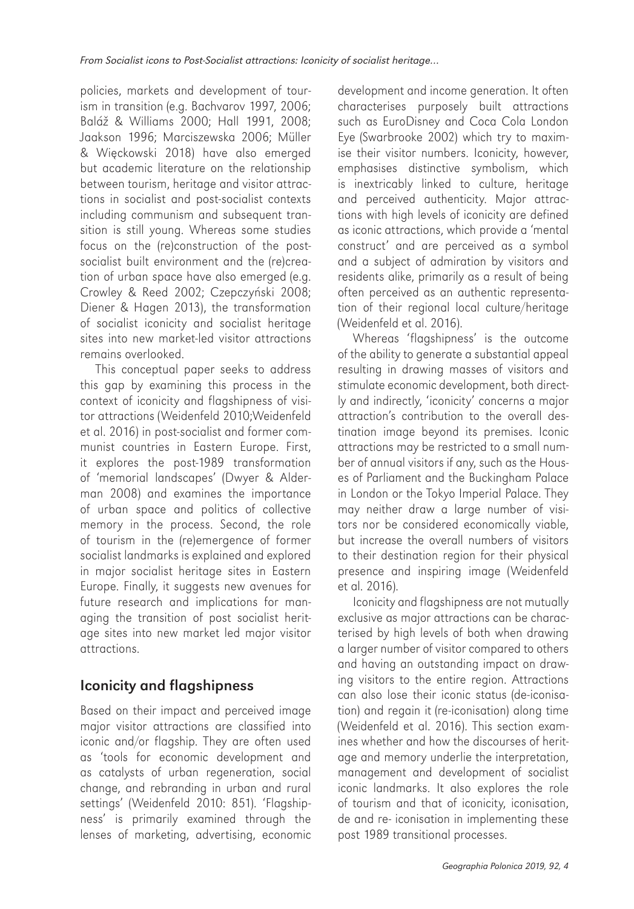policies, markets and development of tourism in transition (e.g. Bachvarov 1997, 2006; Baláž & Williams 2000; Hall 1991, 2008; Jaakson 1996; Marciszewska 2006; Müller & Więckowski 2018) have also emerged but academic literature on the relationship between tourism, heritage and visitor attractions in socialist and post-socialist contexts including communism and subsequent transition is still young. Whereas some studies focus on the (re)construction of the post-socialist built environment and the (re)creation of urban space have also emerged (e.g. Crowley & Reed 2002; Czepczyński 2008; Diener & Hagen 2013), the transformation of socialist iconicity and socialist heritage sites into new market-led visitor attractions remains overlooked.

This conceptual paper seeks to address this gap by examining this process in the context of iconicity and flagshipness of visitor attractions (Weidenfeld 2010;Weidenfeld et al. 2016) in post-socialist and former communist countries in Eastern Europe. First, it explores the post-1989 transformation of 'memorial landscapes' (Dwyer & Alderman 2008) and examines the importance of urban space and politics of collective memory in the process. Second, the role of tourism in the (re)emergence of former socialist landmarks is explained and explored in major socialist heritage sites in Eastern Europe. Finally, it suggests new avenues for future research and implications for managing the transition of post socialist heritage sites into new market led major visitor attractions.

## Iconicity and flagshipness

Based on their impact and perceived image major visitor attractions are classified into iconic and/or flagship. They are often used as 'tools for economic development and as catalysts of urban regeneration, social change, and rebranding in urban and rural settings' (Weidenfeld 2010: 851). 'Flagshipness' is primarily examined through the lenses of marketing, advertising, economic development and income generation. It often characterises purposely built attractions such as EuroDisney and Coca Cola London Eye (Swarbrooke 2002) which try to maximise their visitor numbers. Iconicity, however, emphasises distinctive symbolism, which is inextricably linked to culture, heritage and perceived authenticity. Major attractions with high levels of iconicity are defined as iconic attractions, which provide a 'mental construct' and are perceived as a symbol and a subject of admiration by visitors and residents alike, primarily as a result of being often perceived as an authentic representation of their regional local culture/heritage (Weidenfeld et al. 2016).

Whereas 'flagshipness' is the outcome of the ability to generate a substantial appeal resulting in drawing masses of visitors and stimulate economic development, both directly and indirectly, 'iconicity' concerns a major attraction's contribution to the overall destination image beyond its premises. Iconic attractions may be restricted to a small number of annual visitors if any, such as the Houses of Parliament and the Buckingham Palace in London or the Tokyo Imperial Palace. They may neither draw a large number of visitors nor be considered economically viable, but increase the overall numbers of visitors to their destination region for their physical presence and inspiring image (Weidenfeld et al. 2016).

Iconicity and flagshipness are not mutually exclusive as major attractions can be characterised by high levels of both when drawing a larger number of visitor compared to others and having an outstanding impact on drawing visitors to the entire region. Attractions can also lose their iconic status (de-iconisation) and regain it (re-iconisation) along time (Weidenfeld et al. 2016). This section examines whether and how the discourses of heritage and memory underlie the interpretation, management and development of socialist iconic landmarks. It also explores the role of tourism and that of iconicity, iconisation, de and re- iconisation in implementing these post 1989 transitional processes.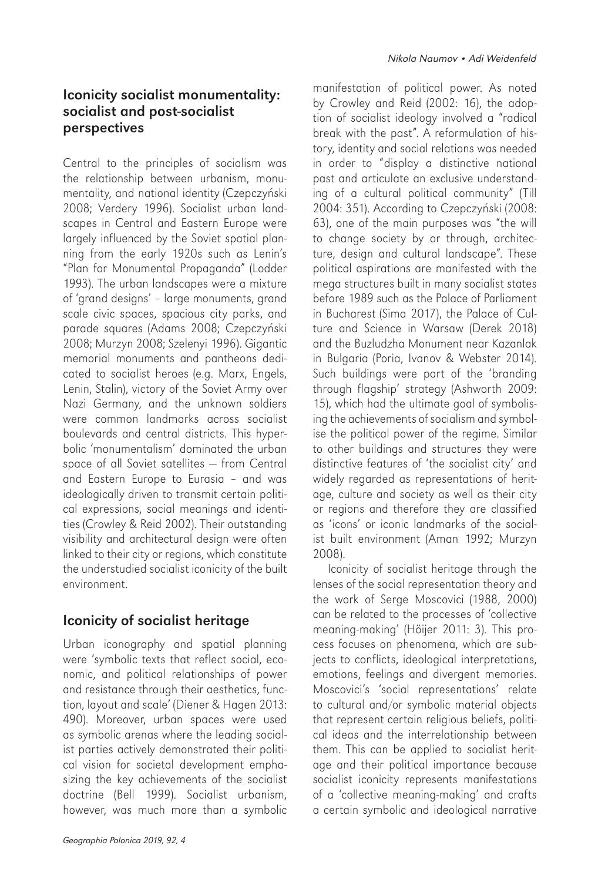## Iconicity socialist monumentality: socialist and post-socialist perspectives

Central to the principles of socialism was the relationship between urbanism, monumentality, and national identity (Czepczyński 2008; Verdery 1996). Socialist urban landscapes in Central and Eastern Europe were largely influenced by the Soviet spatial planning from the early 1920s such as Lenin's "Plan for Monumental Propaganda" (Lodder 1993). The urban landscapes were a mixture of 'grand designs' – large monuments, grand scale civic spaces, spacious city parks, and parade squares (Adams 2008; Czepczyński 2008; Murzyn 2008; Szelenyi 1996). Gigantic memorial monuments and pantheons dedicated to socialist heroes (e.g. Marx, Engels, Lenin, Stalin), victory of the Soviet Army over Nazi Germany, and the unknown soldiers were common landmarks across socialist boulevards and central districts. This hyperbolic 'monumentalism' dominated the urban space of all Soviet satellites — from Central and Eastern Europe to Eurasia – and was ideologically driven to transmit certain political expressions, social meanings and identities (Crowley & Reid 2002). Their outstanding visibility and architectural design were often linked to their city or regions, which constitute the understudied socialist iconicity of the built environment.

## Iconicity of socialist heritage

Urban iconography and spatial planning were 'symbolic texts that reflect social, economic, and political relationships of power and resistance through their aesthetics, function, layout and scale' (Diener & Hagen 2013: 490). Moreover, urban spaces were used as symbolic arenas where the leading socialist parties actively demonstrated their political vision for societal development emphasizing the key achievements of the socialist doctrine (Bell 1999). Socialist urbanism, however, was much more than a symbolic manifestation of political power. As noted by Crowley and Reid (2002: 16), the adoption of socialist ideology involved a "radical break with the past". A reformulation of history, identity and social relations was needed in order to "display a distinctive national past and articulate an exclusive understanding of a cultural political community" (Till 2004: 351). According to Czepczyński (2008: 63), one of the main purposes was "the will to change society by or through, architecture, design and cultural landscape". These political aspirations are manifested with the mega structures built in many socialist states before 1989 such as the Palace of Parliament in Bucharest (Sima 2017), the Palace of Culture and Science in Warsaw (Derek 2018) and the Buzludzha Monument near Kazanlak in Bulgaria (Poria, Ivanov & Webster 2014). Such buildings were part of the 'branding through flagship' strategy (Ashworth 2009: 15), which had the ultimate goal of symbolising the achievements of socialism and symbolise the political power of the regime. Similar to other buildings and structures they were distinctive features of 'the socialist city' and widely regarded as representations of heritage, culture and society as well as their city or regions and therefore they are classified as 'icons' or iconic landmarks of the socialist built environment (Aman 1992; Murzyn 2008).

Iconicity of socialist heritage through the lenses of the social representation theory and the work of Serge Moscovici (1988, 2000) can be related to the processes of 'collective meaning-making' (Höijer 2011: 3). This process focuses on phenomena, which are subjects to conflicts, ideological interpretations, emotions, feelings and divergent memories. Moscovici's 'social representations' relate to cultural and/or symbolic material objects that represent certain religious beliefs, political ideas and the interrelationship between them. This can be applied to socialist heritage and their political importance because socialist iconicity represents manifestations of a 'collective meaning-making' and crafts a certain symbolic and ideological narrative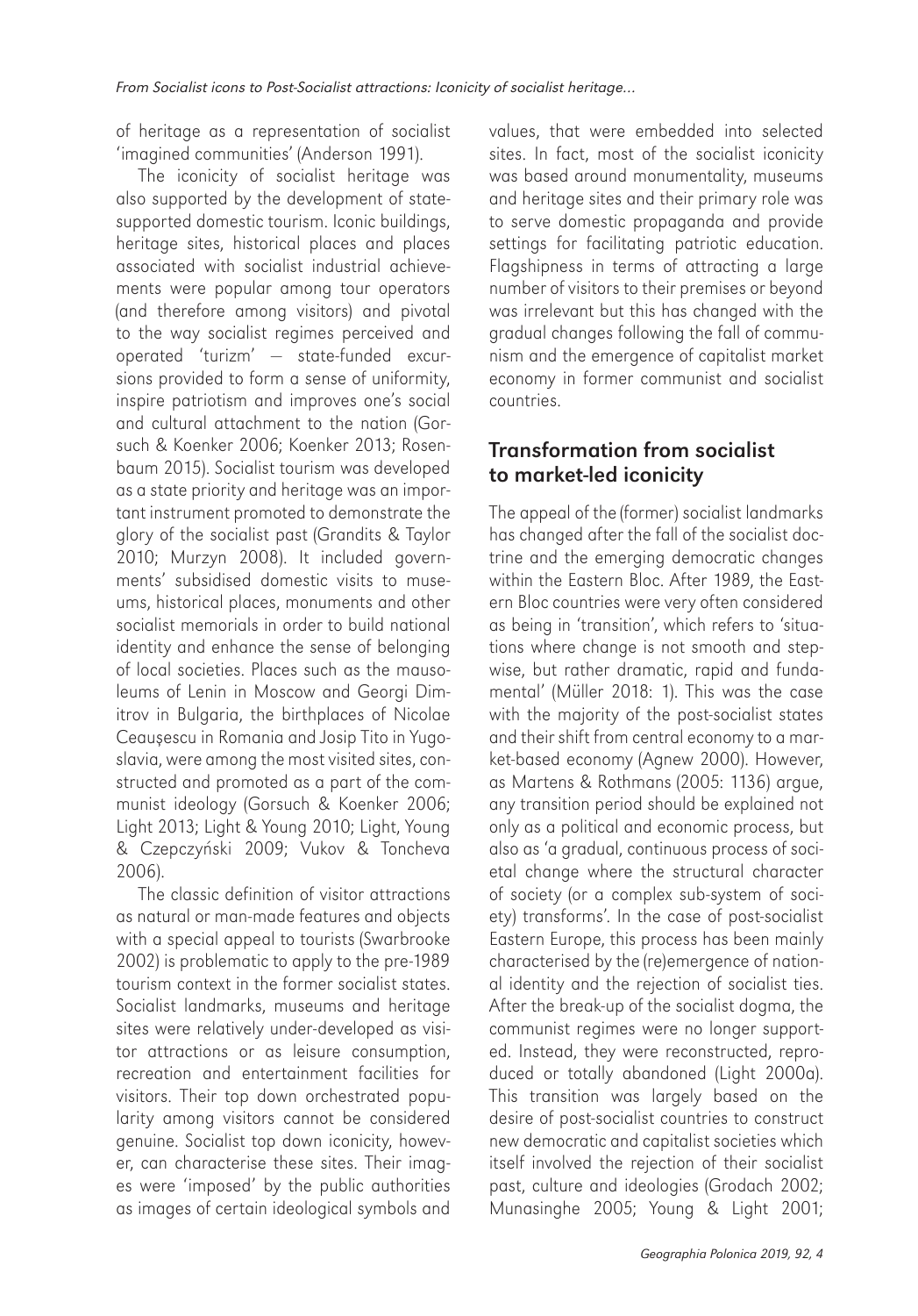of heritage as a representation of socialist 'imagined communities' (Anderson 1991).

The iconicity of socialist heritage was also supported by the development of state-supported domestic tourism. Iconic buildings, heritage sites, historical places and places associated with socialist industrial achievements were popular among tour operators (and therefore among visitors) and pivotal to the way socialist regimes perceived and operated 'turizm' – state-funded excursions provided to form a sense of uniformity, inspire patriotism and improves one's social and cultural attachment to the nation (Gorsuch & Koenker 2006; Koenker 2013; Rosenbaum 2015). Socialist tourism was developed as a state priority and heritage was an important instrument promoted to demonstrate the glory of the socialist past (Grandits & Taylor 2010; Murzyn 2008). It included governments' subsidised domestic visits to museums, historical places, monuments and other socialist memorials in order to build national identity and enhance the sense of belonging of local societies. Places such as the mausoleums of Lenin in Moscow and Georgi Dimitrov in Bulgaria, the birthplaces of Nicolae Ceaușescu in Romania and Josip Tito in Yugoslavia, were among the most visited sites, constructed and promoted as a part of the communist ideology (Gorsuch & Koenker 2006; Light 2013; Light & Young 2010; Light, Young & Czepczyński 2009; Vukov & Toncheva 2006).

The classic definition of visitor attractions as natural or man-made features and objects with a special appeal to tourists (Swarbrooke 2002) is problematic to apply to the pre-1989 tourism context in the former socialist states. Socialist landmarks, museums and heritage sites were relatively under-developed as visitor attractions or as leisure consumption, recreation and entertainment facilities for visitors. Their top down orchestrated popularity among visitors cannot be considered genuine. Socialist top down iconicity, however, can characterise these sites. Their images were 'imposed' by the public authorities as images of certain ideological symbols and values, that were embedded into selected sites. In fact, most of the socialist iconicity was based around monumentality, museums and heritage sites and their primary role was to serve domestic propaganda and provide settings for facilitating patriotic education. Flagshipness in terms of attracting a large number of visitors to their premises or beyond was irrelevant but this has changed with the gradual changes following the fall of communism and the emergence of capitalist market economy in former communist and socialist countries.

## Transformation from socialist to market-led iconicity

The appeal of the (former) socialist landmarks has changed after the fall of the socialist doctrine and the emerging democratic changes within the Eastern Bloc. After 1989, the Eastern Bloc countries were very often considered as being in 'transition', which refers to 'situations where change is not smooth and stepwise, but rather dramatic, rapid and fundamental' (Müller 2018: 1). This was the case with the majority of the post-socialist states and their shift from central economy to a market-based economy (Agnew 2000). However, as Martens & Rothmans (2005: 1136) argue, any transition period should be explained not only as a political and economic process, but also as 'a gradual, continuous process of societal change where the structural character of society (or a complex sub-system of society) transforms'. In the case of post-socialist Eastern Europe, this process has been mainly characterised by the (re)emergence of national identity and the rejection of socialist ties. After the break-up of the socialist dogma, the communist regimes were no longer supported. Instead, they were reconstructed, reproduced or totally abandoned (Light 2000a). This transition was largely based on the desire of post-socialist countries to construct new democratic and capitalist societies which itself involved the rejection of their socialist past, culture and ideologies (Grodach 2002; Munasinghe 2005; Young & Light 2001;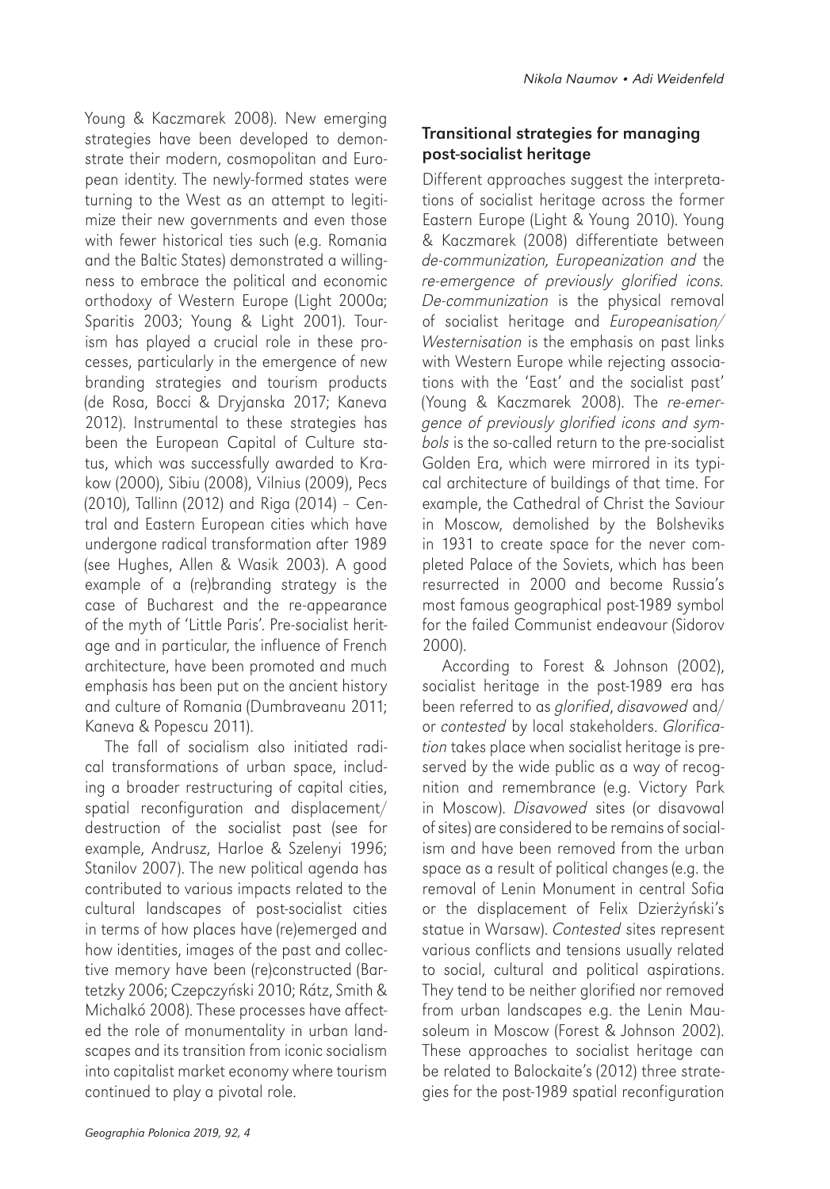Young & Kaczmarek 2008). New emerging strategies have been developed to demonstrate their modern, cosmopolitan and European identity. The newly-formed states were turning to the West as an attempt to legitimize their new governments and even those with fewer historical ties such (e.g. Romania and the Baltic States) demonstrated a willingness to embrace the political and economic orthodoxy of Western Europe (Light 2000a; Sparitis 2003; Young & Light 2001). Tourism has played a crucial role in these processes, particularly in the emergence of new branding strategies and tourism products (de Rosa, Bocci & Dryjanska 2017; Kaneva 2012). Instrumental to these strategies has been the European Capital of Culture status, which was successfully awarded to Krakow (2000), Sibiu (2008), Vilnius (2009), Pecs (2010), Tallinn (2012) and Riga (2014) – Central and Eastern European cities which have undergone radical transformation after 1989 (see Hughes, Allen & Wasik 2003). A good example of a (re)branding strategy is the case of Bucharest and the re-appearance of the myth of 'Little Paris'. Pre-socialist heritage and in particular, the influence of French architecture, have been promoted and much emphasis has been put on the ancient history and culture of Romania (Dumbraveanu 2011; Kaneva & Popescu 2011).

The fall of socialism also initiated radical transformations of urban space, including a broader restructuring of capital cities, spatial reconfiguration and displacement/destruction of the socialist past (see for example, Andrusz, Harloe & Szelenyi 1996; Stanilov 2007). The new political agenda has contributed to various impacts related to the cultural landscapes of post-socialist cities in terms of how places have (re)emerged and how identities, images of the past and collective memory have been (re)constructed (Bartetzky 2006; Czepczyński 2010; Rátz, Smith & Michalkó 2008). These processes have affected the role of monumentality in urban landscapes and its transition from iconic socialism into capitalist market economy where tourism continued to play a pivotal role.

## Transitional strategies for managing post-socialist heritage

Different approaches suggest the interpretations of socialist heritage across the former Eastern Europe (Light & Young 2010). Young & Kaczmarek (2008) differentiate between *de-communization, Europeanization and* the *re-emergence of previously glorified icons*. *De-communization* is the physical removal of socialist heritage and *Europeanisation/Westernisation* is the emphasis on past links with Western Europe while rejecting associations with the 'East' and the socialist past' (Young & Kaczmarek 2008). The *re-emergence of previously glorified icons and symbols* is the so-called return to the pre-socialist Golden Era, which were mirrored in its typical architecture of buildings of that time. For example, the Cathedral of Christ the Saviour in Moscow, demolished by the Bolsheviks in 1931 to create space for the never completed Palace of the Soviets, which has been resurrected in 2000 and become Russia's most famous geographical post-1989 symbol for the failed Communist endeavour (Sidorov 2000).

According to Forest & Johnson (2002), socialist heritage in the post-1989 era has been referred to as *glorified*, *disavowed* and/or *contested* by local stakeholders. *Glorification* takes place when socialist heritage is preserved by the wide public as a way of recognition and remembrance (e.g. Victory Park in Moscow). *Disavowed* sites (or disavowal of sites) are considered to be remains of socialism and have been removed from the urban space as a result of political changes (e.g. the removal of Lenin Monument in central Sofia or the displacement of Felix Dzierżyński's statue in Warsaw). *Contested* sites represent various conflicts and tensions usually related to social, cultural and political aspirations. They tend to be neither glorified nor removed from urban landscapes e.g. the Lenin Mausoleum in Moscow (Forest & Johnson 2002). These approaches to socialist heritage can be related to Balockaite's (2012) three strategies for the post-1989 spatial reconfiguration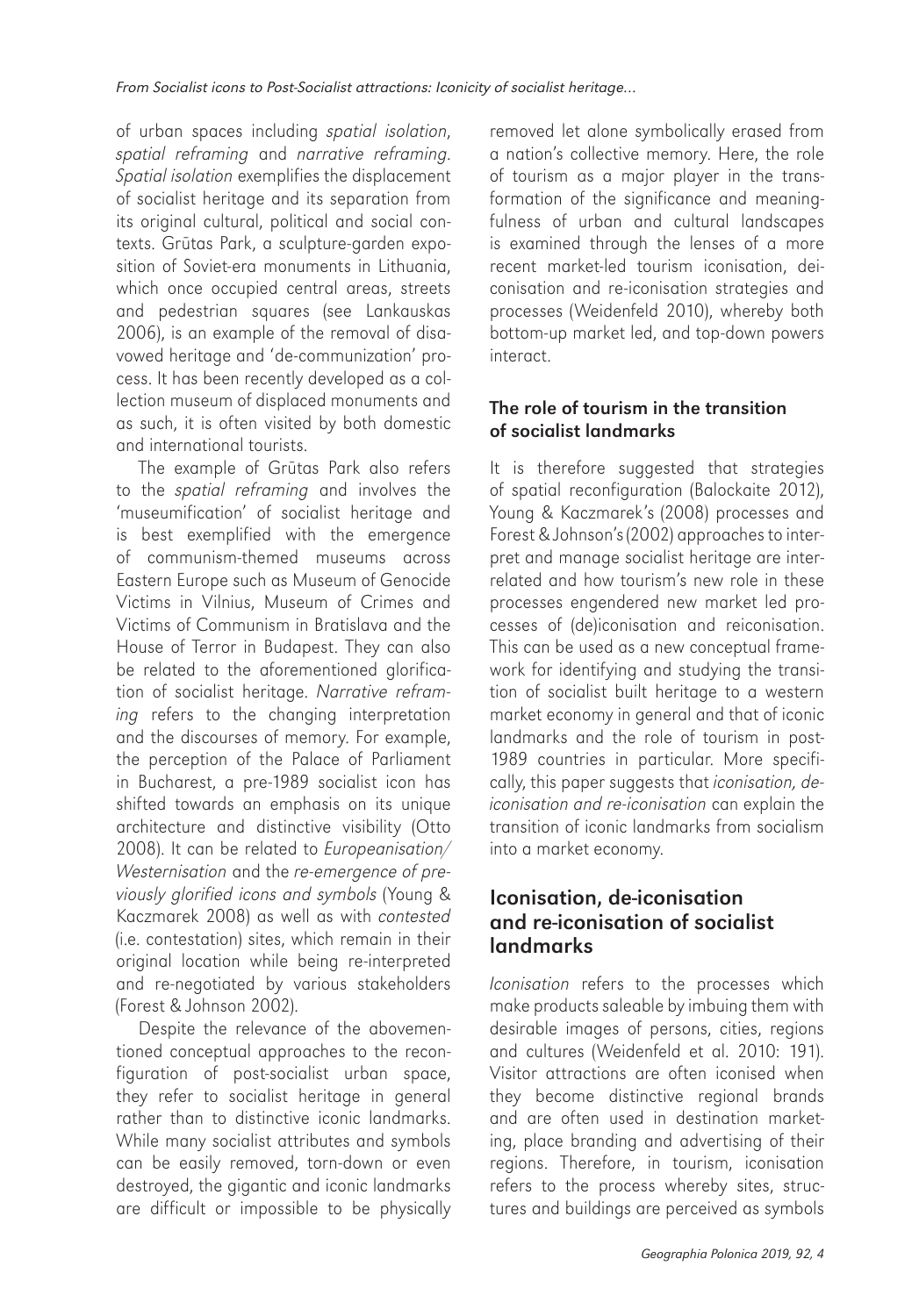of urban spaces including *spatial isolation*, *spatial reframing* and *narrative reframing*. *Spatial isolation* exemplifies the displacement of socialist heritage and its separation from its original cultural, political and social contexts. Grūtas Park, a sculpture-garden exposition of Soviet-era monuments in Lithuania, which once occupied central areas, streets and pedestrian squares (see Lankauskas 2006), is an example of the removal of disavowed heritage and 'de-communization' process. It has been recently developed as a collection museum of displaced monuments and as such, it is often visited by both domestic and international tourists.

The example of Grūtas Park also refers to the *spatial reframing* and involves the 'museumification' of socialist heritage and is best exemplified with the emergence of communism-themed museums across Eastern Europe such as Museum of Genocide Victims in Vilnius, Museum of Crimes and Victims of Communism in Bratislava and the House of Terror in Budapest. They can also be related to the aforementioned glorification of socialist heritage. *Narrative reframing* refers to the changing interpretation and the discourses of memory. For example, the perception of the Palace of Parliament in Bucharest, a pre-1989 socialist icon has shifted towards an emphasis on its unique architecture and distinctive visibility (Otto 2008). It can be related to *Europeanisation/ Westernisation* and the *re-emergence of previously glorified icons and symbols* (Young & Kaczmarek 2008) as well as with *contested* (i.e. contestation) sites, which remain in their original location while being re-interpreted and re-negotiated by various stakeholders (Forest & Johnson 2002).

Despite the relevance of the abovementioned conceptual approaches to the reconfiguration of post-socialist urban space, they refer to socialist heritage in general rather than to distinctive iconic landmarks. While many socialist attributes and symbols can be easily removed, torn-down or even destroyed, the gigantic and iconic landmarks are difficult or impossible to be physically removed let alone symbolically erased from a nation's collective memory. Here, the role of tourism as a major player in the transformation of the significance and meaningfulness of urban and cultural landscapes is examined through the lenses of a more recent market-led tourism iconisation, deiconisation and re-iconisation strategies and processes (Weidenfeld 2010), whereby both bottom-up market led, and top-down powers interact.

### The role of tourism in the transition of socialist landmarks

It is therefore suggested that strategies of spatial reconfiguration (Balockaite 2012), Young & Kaczmarek's (2008) processes and Forest & Johnson's (2002) approaches to interpret and manage socialist heritage are interrelated and how tourism's new role in these processes engendered new market led processes of (de)iconisation and reiconisation. This can be used as a new conceptual framework for identifying and studying the transition of socialist built heritage to a western market economy in general and that of iconic landmarks and the role of tourism in post-1989 countries in particular. More specifically, this paper suggests that *iconisation, de-iconisation and re-iconisation* can explain the transition of iconic landmarks from socialism into a market economy.

## Iconisation, de-iconisation and re-iconisation of socialist landmarks

*Iconisation* refers to the processes which make products saleable by imbuing them with desirable images of persons, cities, regions and cultures (Weidenfeld et al. 2010: 191). Visitor attractions are often iconised when they become distinctive regional brands and are often used in destination marketing, place branding and advertising of their regions. Therefore, in tourism, iconisation refers to the process whereby sites, structures and buildings are perceived as symbols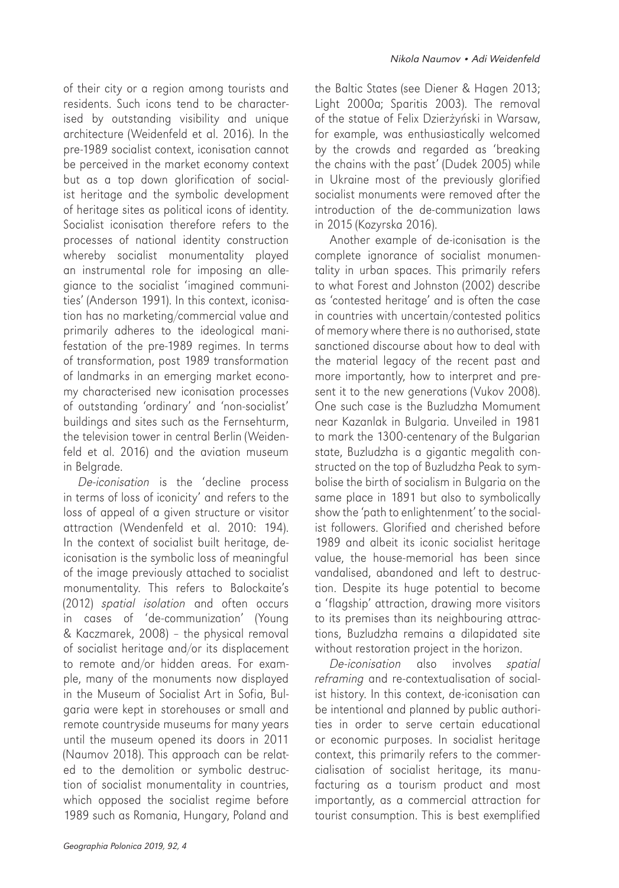of their city or a region among tourists and residents. Such icons tend to be characterised by outstanding visibility and unique architecture (Weidenfeld et al. 2016). In the pre-1989 socialist context, iconisation cannot be perceived in the market economy context but as a top down glorification of socialist heritage and the symbolic development of heritage sites as political icons of identity. Socialist iconisation therefore refers to the processes of national identity construction whereby socialist monumentality played an instrumental role for imposing an allegiance to the socialist 'imagined communities' (Anderson 1991). In this context, iconisation has no marketing/commercial value and primarily adheres to the ideological manifestation of the pre-1989 regimes. In terms of transformation, post 1989 transformation of landmarks in an emerging market economy characterised new iconisation processes of outstanding 'ordinary' and 'non-socialist' buildings and sites such as the Fernsehturm, the television tower in central Berlin (Weidenfeld et al. 2016) and the aviation museum in Belgrade.

*De-iconisation* is the 'decline process in terms of loss of iconicity' and refers to the loss of appeal of a given structure or visitor attraction (Wendenfeld et al. 2010: 194). In the context of socialist built heritage, de-iconisation is the symbolic loss of meaningful of the image previously attached to socialist monumentality. This refers to Balockaite's (2012) *spatial isolation* and often occurs in cases of 'de-communization' (Young & Kaczmarek, 2008) – the physical removal of socialist heritage and/or its displacement to remote and/or hidden areas. For example, many of the monuments now displayed in the Museum of Socialist Art in Sofia, Bulgaria were kept in storehouses or small and remote countryside museums for many years until the museum opened its doors in 2011 (Naumov 2018). This approach can be related to the demolition or symbolic destruction of socialist monumentality in countries, which opposed the socialist regime before 1989 such as Romania, Hungary, Poland and the Baltic States (see Diener & Hagen 2013; Light 2000a; Sparitis 2003). The removal of the statue of Felix Dzierżyński in Warsaw, for example, was enthusiastically welcomed by the crowds and regarded as 'breaking the chains with the past' (Dudek 2005) while in Ukraine most of the previously glorified socialist monuments were removed after the introduction of the de-communization laws in 2015 (Kozyrska 2016).

Another example of de-iconisation is the complete ignorance of socialist monumentality in urban spaces. This primarily refers to what Forest and Johnston (2002) describe as 'contested heritage' and is often the case in countries with uncertain/contested politics of memory where there is no authorised, state sanctioned discourse about how to deal with the material legacy of the recent past and more importantly, how to interpret and present it to the new generations (Vukov 2008). One such case is the Buzludzha Momument near Kazanlak in Bulgaria. Unveiled in 1981 to mark the 1300-centenary of the Bulgarian state, Buzludzha is a gigantic megalith constructed on the top of Buzludzha Peak to symbolise the birth of socialism in Bulgaria on the same place in 1891 but also to symbolically show the 'path to enlightenment' to the socialist followers. Glorified and cherished before 1989 and albeit its iconic socialist heritage value, the house-memorial has been since vandalised, abandoned and left to destruction. Despite its huge potential to become a 'flagship' attraction, drawing more visitors to its premises than its neighbouring attractions, Buzludzha remains a dilapidated site without restoration project in the horizon.

*De-iconisation* also involves *spatial reframing* and re-contextualisation of socialist history. In this context, de-iconisation can be intentional and planned by public authorities in order to serve certain educational or economic purposes. In socialist heritage context, this primarily refers to the commercialisation of socialist heritage, its manufacturing as a tourism product and most importantly, as a commercial attraction for tourist consumption. This is best exemplified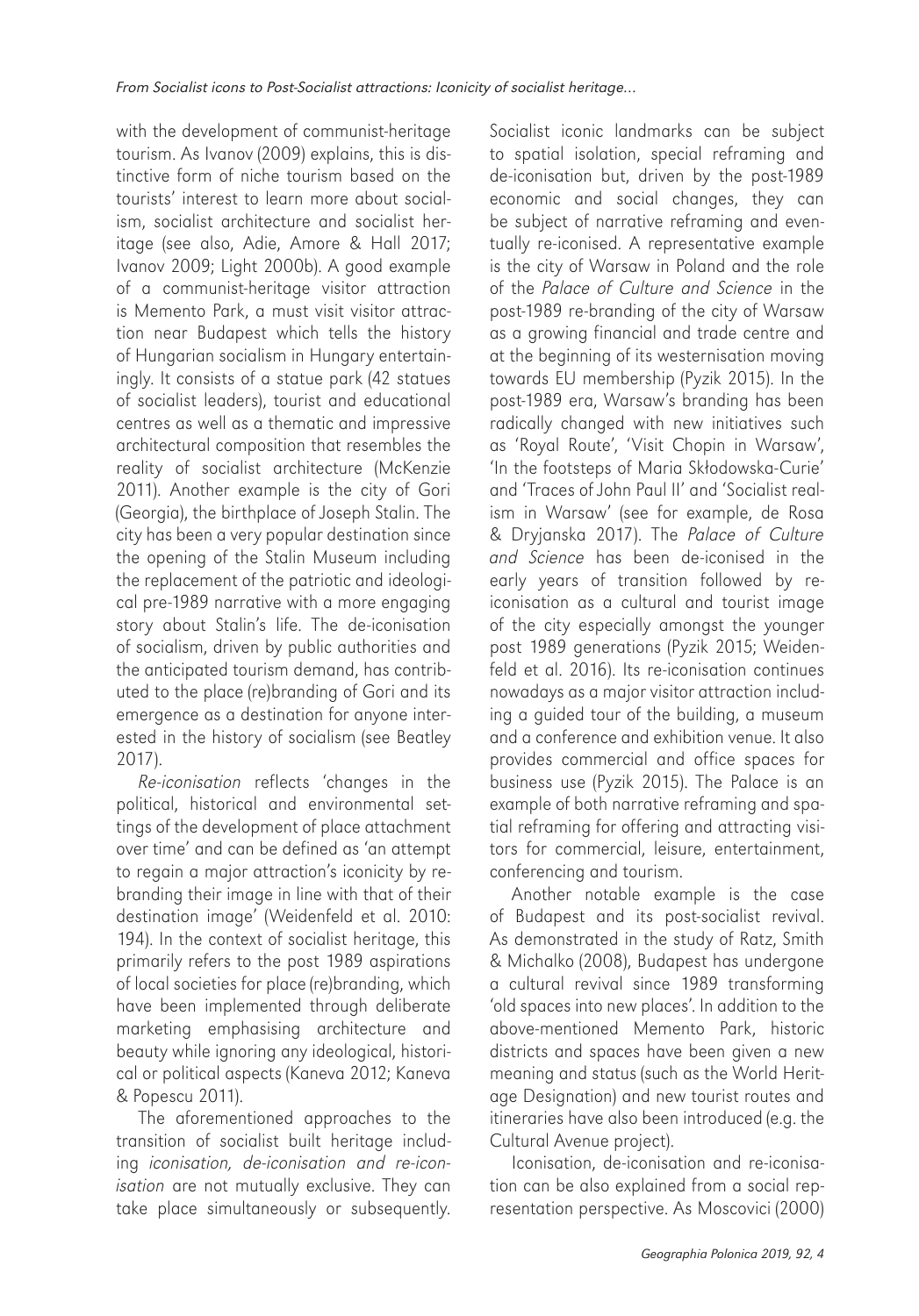with the development of communist-heritage tourism. As Ivanov (2009) explains, this is distinctive form of niche tourism based on the tourists' interest to learn more about socialism, socialist architecture and socialist heritage (see also, Adie, Amore & Hall 2017; Ivanov 2009; Light 2000b). A good example of a communist-heritage visitor attraction is Memento Park, a must visit visitor attraction near Budapest which tells the history of Hungarian socialism in Hungary entertainingly. It consists of a statue park (42 statues of socialist leaders), tourist and educational centres as well as a thematic and impressive architectural composition that resembles the reality of socialist architecture (McKenzie 2011). Another example is the city of Gori (Georgia), the birthplace of Joseph Stalin. The city has been a very popular destination since the opening of the Stalin Museum including the replacement of the patriotic and ideological pre-1989 narrative with a more engaging story about Stalin's life. The de-iconisation of socialism, driven by public authorities and the anticipated tourism demand, has contributed to the place (re)branding of Gori and its emergence as a destination for anyone interested in the history of socialism (see Beatley 2017).

*Re-iconisation* reflects 'changes in the political, historical and environmental settings of the development of place attachment over time' and can be defined as 'an attempt to regain a major attraction's iconicity by re-branding their image in line with that of their destination image' (Weidenfeld et al. 2010: 194). In the context of socialist heritage, this primarily refers to the post 1989 aspirations of local societies for place (re)branding, which have been implemented through deliberate marketing emphasising architecture and beauty while ignoring any ideological, historical or political aspects (Kaneva 2012; Kaneva & Popescu 2011).

The aforementioned approaches to the transition of socialist built heritage including *iconisation, de-iconisation and re-iconisation* are not mutually exclusive. They can take place simultaneously or subsequently. Socialist iconic landmarks can be subject to spatial isolation, special reframing and de-iconisation but, driven by the post-1989 economic and social changes, they can be subject of narrative reframing and eventually re-iconised. A representative example is the city of Warsaw in Poland and the role of the *Palace of Culture and Science* in the post-1989 re-branding of the city of Warsaw as a growing financial and trade centre and at the beginning of its westernisation moving towards EU membership (Pyzik 2015). In the post-1989 era, Warsaw's branding has been radically changed with new initiatives such as 'Royal Route', 'Visit Chopin in Warsaw', 'In the footsteps of Maria Skłodowska-Curie' and 'Traces of John Paul II' and 'Socialist realism in Warsaw' (see for example, de Rosa & Dryjanska 2017). The *Palace of Culture and Science* has been de-iconised in the early years of transition followed by re-iconisation as a cultural and tourist image of the city especially amongst the younger post 1989 generations (Pyzik 2015; Weidenfeld et al. 2016). Its re-iconisation continues nowadays as a major visitor attraction including a guided tour of the building, a museum and a conference and exhibition venue. It also provides commercial and office spaces for business use (Pyzik 2015). The Palace is an example of both narrative reframing and spatial reframing for offering and attracting visitors for commercial, leisure, entertainment, conferencing and tourism.

Another notable example is the case of Budapest and its post-socialist revival. As demonstrated in the study of Ratz, Smith & Michalko (2008), Budapest has undergone a cultural revival since 1989 transforming 'old spaces into new places'. In addition to the above-mentioned Memento Park, historic districts and spaces have been given a new meaning and status (such as the World Heritage Designation) and new tourist routes and itineraries have also been introduced (e.g. the Cultural Avenue project).

Iconisation, de-iconisation and re-iconisation can be also explained from a social representation perspective. As Moscovici (2000)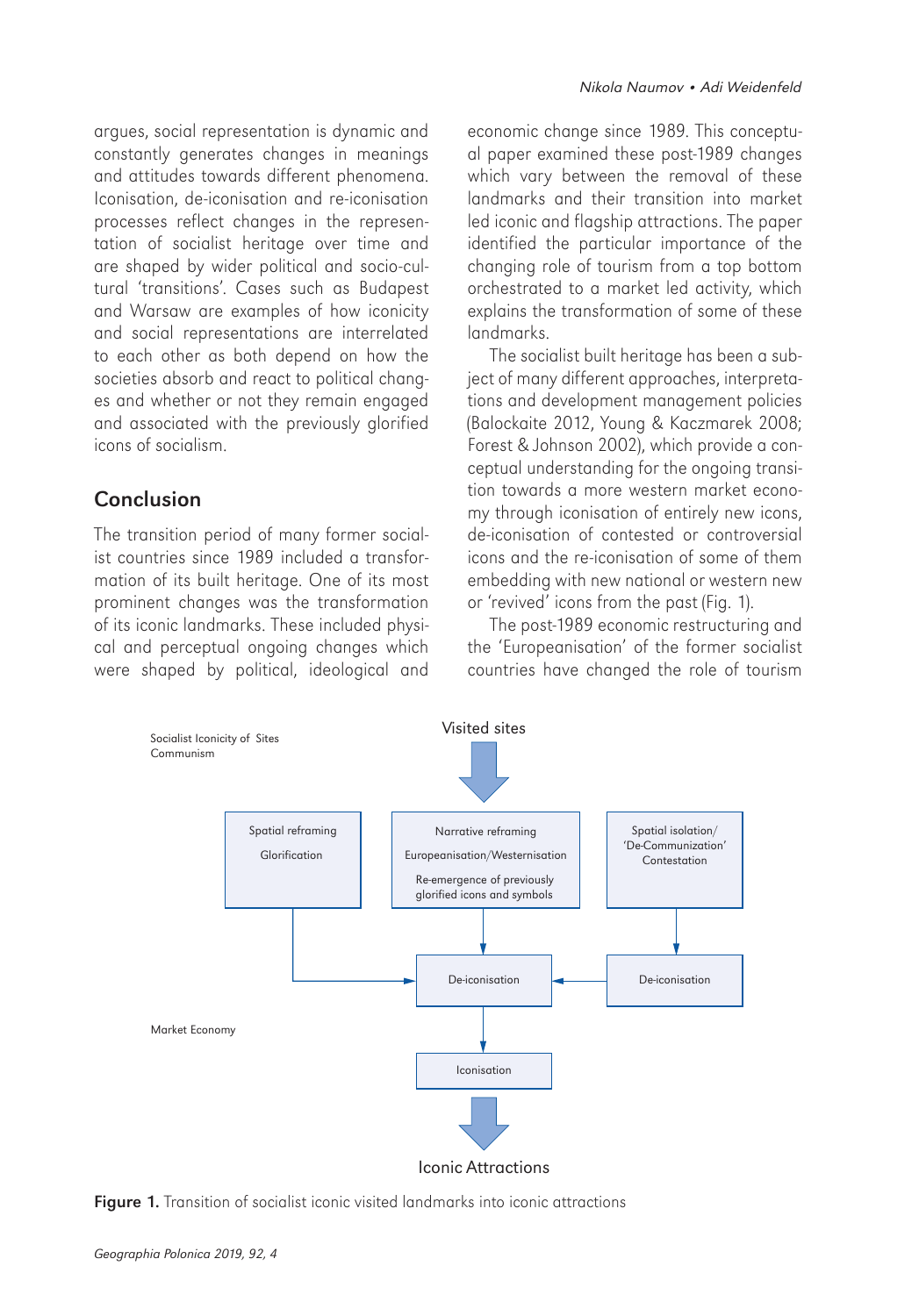argues, social representation is dynamic and constantly generates changes in meanings and attitudes towards different phenomena. Iconisation, de-iconisation and re-iconisation processes reflect changes in the representation of socialist heritage over time and are shaped by wider political and socio-cultural 'transitions'. Cases such as Budapest and Warsaw are examples of how iconicity and social representations are interrelated to each other as both depend on how the societies absorb and react to political changes and whether or not they remain engaged and associated with the previously glorified icons of socialism.

## Conclusion

The transition period of many former socialist countries since 1989 included a transformation of its built heritage. One of its most prominent changes was the transformation of its iconic landmarks. These included physical and perceptual ongoing changes which were shaped by political, ideological and economic change since 1989. This conceptual paper examined these post-1989 changes which vary between the removal of these landmarks and their transition into market led iconic and flagship attractions. The paper identified the particular importance of the changing role of tourism from a top bottom orchestrated to a market led activity, which explains the transformation of some of these landmarks.

The socialist built heritage has been a subject of many different approaches, interpretations and development management policies (Balockaite 2012, Young & Kaczmarek 2008; Forest & Johnson 2002), which provide a conceptual understanding for the ongoing transition towards a more western market economy through iconisation of entirely new icons, de-iconisation of contested or controversial icons and the re-iconisation of some of them embedding with new national or western new or 'revived' icons from the past (Fig. 1).

The post-1989 economic restructuring and the 'Europeanisation' of the former socialist countries have changed the role of tourism

Socialist Iconicity of Sites
Communism

Visited sites

Spatial reframing
Glorification

Narrative reframing
Europeanisation/Westernisation
Re-emergence of previously glorified icons and symbols

Spatial isolation/
'De-Communization'
Contestation

De-iconisation

De-iconisation

Market Economy

Iconisation

Iconic Attractions

**Figure 1.** Transition of socialist iconic visited landmarks into iconic attractions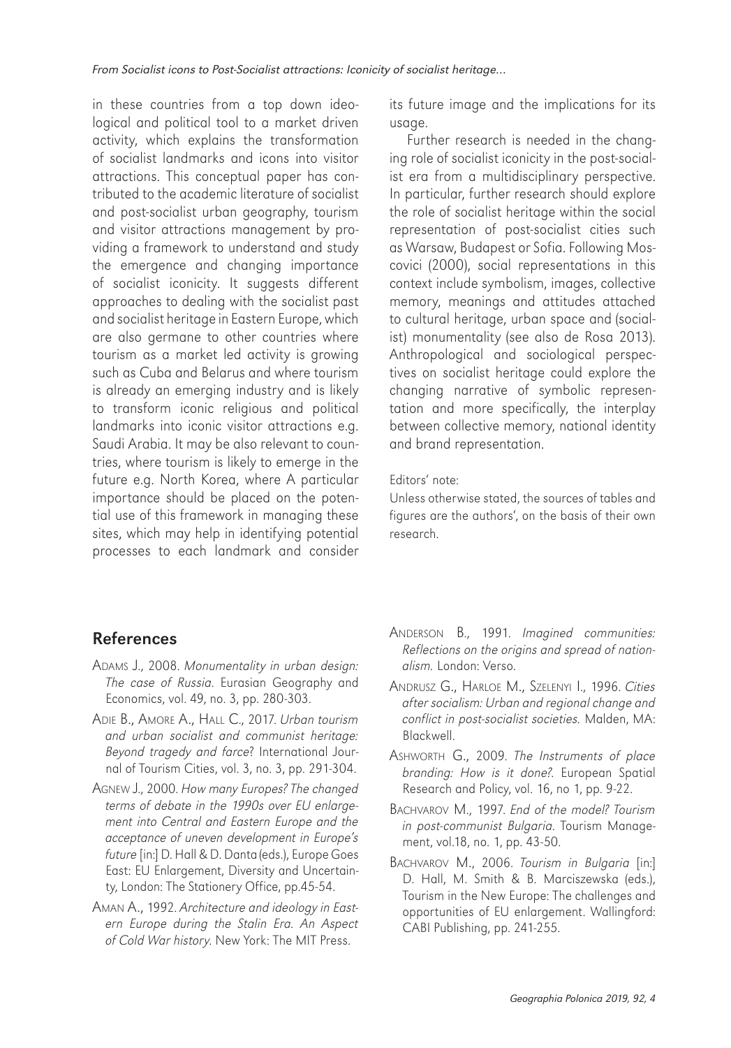in these countries from a top down ideological and political tool to a market driven activity, which explains the transformation of socialist landmarks and icons into visitor attractions. This conceptual paper has contributed to the academic literature of socialist and post-socialist urban geography, tourism and visitor attractions management by providing a framework to understand and study the emergence and changing importance of socialist iconicity. It suggests different approaches to dealing with the socialist past and socialist heritage in Eastern Europe, which are also germane to other countries where tourism as a market led activity is growing such as Cuba and Belarus and where tourism is already an emerging industry and is likely to transform iconic religious and political landmarks into iconic visitor attractions e.g. Saudi Arabia. It may be also relevant to countries, where tourism is likely to emerge in the future e.g. North Korea, where A particular importance should be placed on the potential use of this framework in managing these sites, which may help in identifying potential processes to each landmark and consider its future image and the implications for its usage.

Further research is needed in the changing role of socialist iconicity in the post-socialist era from a multidisciplinary perspective. In particular, further research should explore the role of socialist heritage within the social representation of post-socialist cities such as Warsaw, Budapest or Sofia. Following Moscovici (2000), social representations in this context include symbolism, images, collective memory, meanings and attitudes attached to cultural heritage, urban space and (socialist) monumentality (see also de Rosa 2013). Anthropological and sociological perspectives on socialist heritage could explore the changing narrative of symbolic representation and more specifically, the interplay between collective memory, national identity and brand representation.

Editors' note:

Unless otherwise stated, the sources of tables and figures are the authors', on the basis of their own research.

## References

Adams J., 2008. *Monumentality in urban design: The case of Russia.* Eurasian Geography and Economics, vol. 49, no. 3, pp. 280-303.

Adie B., Amore A., Hall C., 2017. *Urban tourism and urban socialist and communist heritage: Beyond tragedy and farce*? International Journal of Tourism Cities, vol. 3, no. 3, pp. 291-304.

Agnew J., 2000. *How many Europes? The changed terms of debate in the 1990s over EU enlargement into Central and Eastern Europe and the acceptance of uneven development in Europe's future* [in:] D. Hall & D. Danta (eds.), Europe Goes East: EU Enlargement, Diversity and Uncertainty, London: The Stationery Office, pp.45-54.

Aman A., 1992. *Architecture and ideology in Eastern Europe during the Stalin Era. An Aspect of Cold War history.* New York: The MIT Press.

Anderson B., 1991. *Imagined communities: Reflections on the origins and spread of nationalism.* London: Verso.

Andrusz G., Harloe M., Szelenyi I., 1996. *Cities after socialism: Urban and regional change and conflict in post-socialist societies.* Malden, MA: Blackwell.

Ashworth G., 2009. *The Instruments of place branding: How is it done?.* European Spatial Research and Policy, vol. 16, no 1, pp. 9-22.

Bachvarov M., 1997. *End of the model? Tourism in post-communist Bulgaria.* Tourism Management, vol.18, no. 1, pp. 43-50.

Bachvarov M., 2006. *Tourism in Bulgaria* [in:] D. Hall, M. Smith & B. Marciszewska (eds.), Tourism in the New Europe: The challenges and opportunities of EU enlargement. Wallingford: CABI Publishing, pp. 241-255.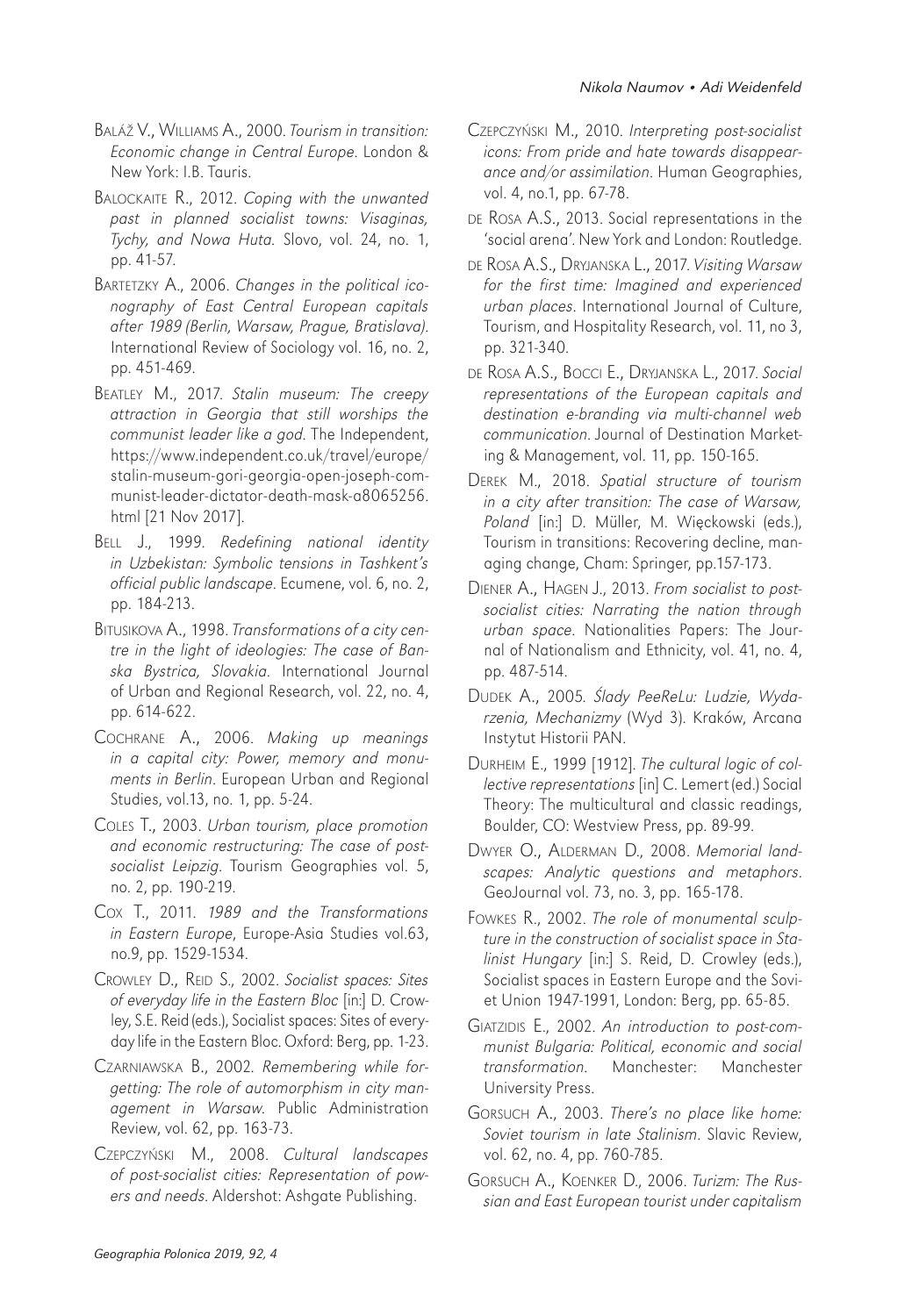Baláž V., Williams A., 2000. *Tourism in transition: Economic change in Central Europe*. London & New York: I.B. Tauris.

Balockaite R., 2012. *Coping with the unwanted past in planned socialist towns: Visaginas, Tychy, and Nowa Huta*. Slovo, vol. 24, no. 1, pp. 41-57.

Bartetzky A., 2006. *Changes in the political iconography of East Central European capitals after 1989 (Berlin, Warsaw, Prague, Bratislava)*. International Review of Sociology vol. 16, no. 2, pp. 451-469.

Beatley M., 2017. *Stalin museum: The creepy attraction in Georgia that still worships the communist leader like a god*. The Independent, https://www.independent.co.uk/travel/europe/stalin-museum-gori-georgia-open-joseph-communist-leader-dictator-death-mask-a8065256.html [21 Nov 2017].

Bell J., 1999. *Redefining national identity in Uzbekistan: Symbolic tensions in Tashkent's official public landscape*. Ecumene, vol. 6, no. 2, pp. 184-213.

Bitusikova A., 1998. *Transformations of a city centre in the light of ideologies: The case of Banska Bystrica, Slovakia*. International Journal of Urban and Regional Research, vol. 22, no. 4, pp. 614-622.

Cochrane A., 2006. *Making up meanings in a capital city: Power, memory and monuments in Berlin*. European Urban and Regional Studies, vol.13, no. 1, pp. 5-24.

Coles T., 2003. *Urban tourism, place promotion and economic restructuring: The case of post-socialist Leipzig*. Tourism Geographies vol. 5, no. 2, pp. 190-219.

Cox T., 2011. *1989 and the Transformations in Eastern Europe*, Europe-Asia Studies vol.63, no.9, pp. 1529-1534.

Crowley D., Reid S., 2002. *Socialist spaces: Sites of everyday life in the Eastern Bloc* [in:] D. Crowley, S.E. Reid (eds.), Socialist spaces: Sites of everyday life in the Eastern Bloc. Oxford: Berg, pp. 1-23.

Czarniawska B., 2002. *Remembering while forgetting: The role of automorphism in city management in Warsaw*. Public Administration Review, vol. 62, pp. 163-73.

Czepczyński M., 2008. *Cultural landscapes of post-socialist cities: Representation of powers and needs*. Aldershot: Ashgate Publishing.

Czepczyński M., 2010. *Interpreting post-socialist icons: From pride and hate towards disappearance and/or assimilation*. Human Geographies, vol. 4, no.1, pp. 67-78.

de Rosa A.S., 2013. Social representations in the 'social arena'. New York and London: Routledge.

de Rosa A.S., Dryjanska L., 2017. *Visiting Warsaw for the first time: Imagined and experienced urban places*. International Journal of Culture, Tourism, and Hospitality Research, vol. 11, no 3, pp. 321-340.

de Rosa A.S., Bocci E., Dryjanska L., 2017. *Social representations of the European capitals and destination e-branding via multi-channel web communication*. Journal of Destination Marketing & Management, vol. 11, pp. 150-165.

Derek M., 2018. *Spatial structure of tourism in a city after transition: The case of Warsaw, Poland* [in:] D. Müller, M. Więckowski (eds.), Tourism in transitions: Recovering decline, managing change, Cham: Springer, pp.157-173.

Diener A., Hagen J., 2013. *From socialist to post-socialist cities: Narrating the nation through urban space*. Nationalities Papers: The Journal of Nationalism and Ethnicity, vol. 41, no. 4, pp. 487-514.

Dudek A., 2005. *Ślady PeeReLu: Ludzie, Wydarzenia, Mechanizmy* (Wyd 3). Kraków, Arcana Instytut Historii PAN.

Durheim E., 1999 [1912]. *The cultural logic of collective representations* [in] C. Lemert (ed.) Social Theory: The multicultural and classic readings, Boulder, CO: Westview Press, pp. 89-99.

Dwyer O., Alderman D., 2008. *Memorial landscapes: Analytic questions and metaphors*. GeoJournal vol. 73, no. 3, pp. 165-178.

Fowkes R., 2002. *The role of monumental sculpture in the construction of socialist space in Stalinist Hungary* [in:] S. Reid, D. Crowley (eds.), Socialist spaces in Eastern Europe and the Soviet Union 1947-1991, London: Berg, pp. 65-85.

Giatzidis E., 2002. *An introduction to post-communist Bulgaria: Political, economic and social transformation*. Manchester: Manchester University Press.

Gorsuch A., 2003. *There's no place like home: Soviet tourism in late Stalinism*. Slavic Review, vol. 62, no. 4, pp. 760-785.

Gorsuch A., Koenker D., 2006. *Turizm: The Russian and East European tourist under capitalism*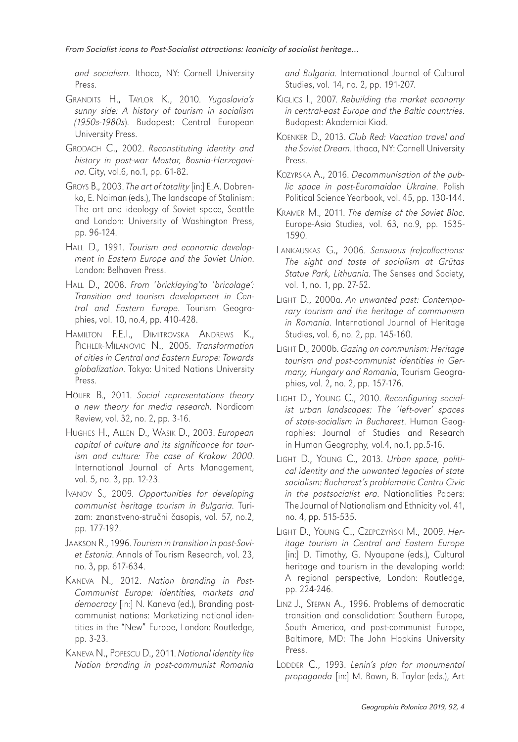and socialism. Ithaca, NY: Cornell University Press.

Grandits H., Taylor K., 2010. *Yugoslavia's sunny side: A history of tourism in socialism (1950s-1980s*). Budapest: Central European University Press.

Grodach C., 2002. *Reconstituting identity and history in post-war Mostar, Bosnia-Herzegovina*. City, vol.6, no.1, pp. 61-82.

Groys B., 2003. *The art of totality* [in:] E.A. Dobrenko, E. Naiman (eds.), The landscape of Stalinism: The art and ideology of Soviet space, Seattle and London: University of Washington Press, pp. 96-124.

Hall D., 1991. *Tourism and economic development in Eastern Europe and the Soviet Union*. London: Belhaven Press.

Hall D., 2008. *From 'bricklaying'to 'bricolage': Transition and tourism development in Central and Eastern Europe*. Tourism Geographies, vol. 10, no.4, pp. 410-428.

Hamilton F.E.I., Dimitrovska Andrews K., Pichler-Milanovic N., 2005. *Transformation of cities in Central and Eastern Europe: Towards globalization*. Tokyo: United Nations University Press.

Höijer B., 2011. *Social representations theory a new theory for media research*. Nordicom Review, vol. 32, no. 2, pp. 3-16.

Hughes H., Allen D., Wasik D., 2003. *European capital of culture and its significance for tourism and culture: The case of Krakow 2000*. International Journal of Arts Management, vol. 5, no. 3, pp. 12-23.

Ivanov S., 2009. *Opportunities for developing communist heritage tourism in Bulgaria*. Turizam: znanstveno-stručni časopis, vol. 57, no.2, pp. 177-192.

Jaakson R., 1996. *Tourism in transition in post-Soviet Estonia*. Annals of Tourism Research, vol. 23, no. 3, pp. 617-634.

Kaneva N., 2012. *Nation branding in Post-Communist Europe: Identities, markets and democracy* [in:] N. Kaneva (ed.), Branding post-communist nations: Marketizing national identities in the "New" Europe, London: Routledge, pp. 3-23.

Kaneva N., Popescu D., 2011. *National identity lite Nation branding in post-communist Romania and Bulgaria*. International Journal of Cultural Studies, vol. 14, no. 2, pp. 191-207.

Kiglics I., 2007. *Rebuilding the market economy in central-east Europe and the Baltic countries*. Budapest: Akademiai Kiad.

Koenker D., 2013. *Club Red: Vacation travel and the Soviet Dream*. Ithaca, NY: Cornell University Press.

Kozyrska A., 2016. *Decommunisation of the public space in post-Euromaidan Ukraine*. Polish Political Science Yearbook, vol. 45, pp. 130-144.

Kramer M., 2011. *The demise of the Soviet Bloc*. Europe-Asia Studies, vol. 63, no.9, pp. 1535-1590.

Lankauskas G., 2006. *Sensuous (re)collections: The sight and taste of socialism at Grūtas Statue Park, Lithuania*. The Senses and Society, vol. 1, no. 1, pp. 27-52.

Light D., 2000a. *An unwanted past: Contemporary tourism and the heritage of communism in Romania*. International Journal of Heritage Studies, vol. 6, no. 2, pp. 145-160.

Light D., 2000b. *Gazing on communism: Heritage tourism and post-communist identities in Germany, Hungary and Romania*, Tourism Geographies, vol. 2, no. 2, pp. 157-176.

Light D., Young C., 2010. *Reconfiguring socialist urban landscapes: The 'left-over' spaces of state-socialism in Bucharest*. Human Geographies: Journal of Studies and Research in Human Geography, vol.4, no.1, pp.5-16.

Light D., Young C., 2013. *Urban space, political identity and the unwanted legacies of state socialism: Bucharest's problematic Centru Civic in the postsocialist era*. Nationalities Papers: The Journal of Nationalism and Ethnicity vol. 41, no. 4, pp. 515-535.

Light D., Young C., Czepczyński M., 2009. *Heritage tourism in Central and Eastern Europe* [in:] D. Timothy, G. Nyaupane (eds.), Cultural heritage and tourism in the developing world: A regional perspective, London: Routledge, pp. 224-246.

Linz J., Stepan A., 1996. Problems of democratic transition and consolidation: Southern Europe, South America, and post-communist Europe, Baltimore, MD: The John Hopkins University Press.

Lodder C., 1993. *Lenin's plan for monumental propaganda* [in:] M. Bown, B. Taylor (eds.), Art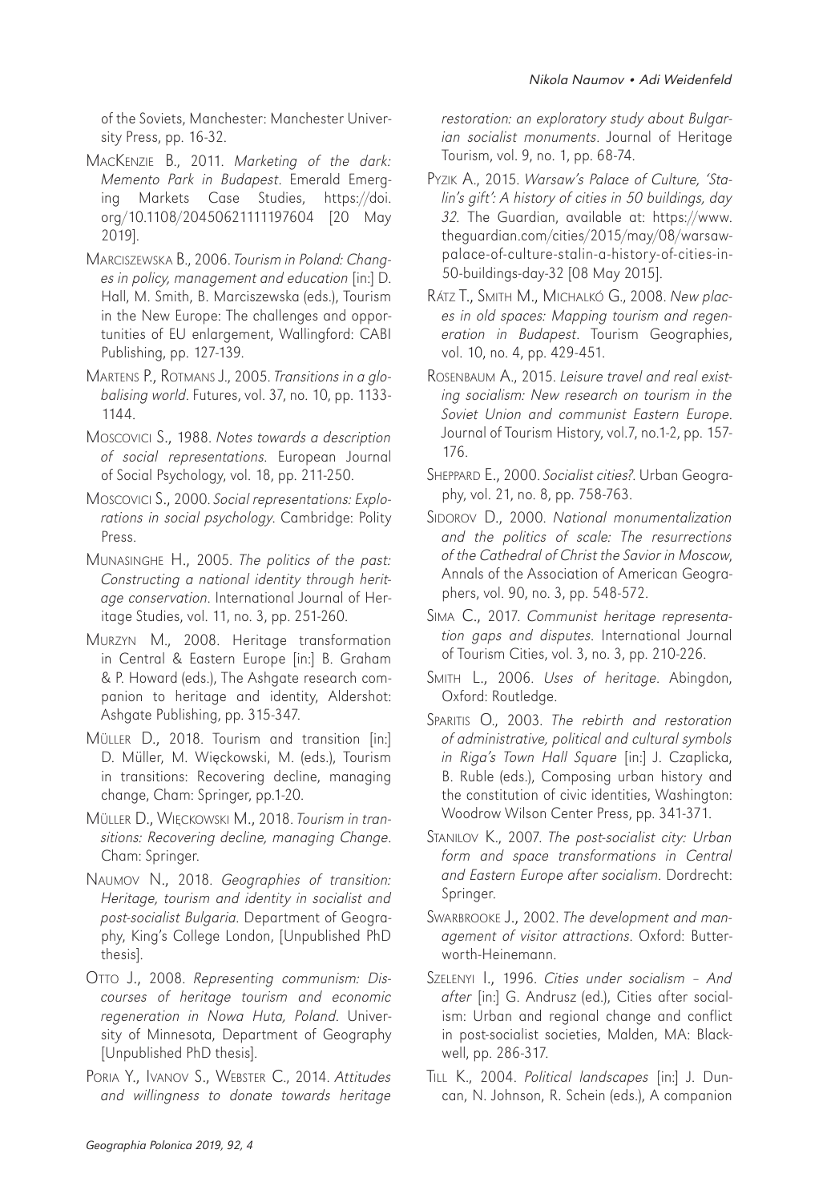of the Soviets, Manchester: Manchester University Press, pp. 16-32.

MacKenzie B., 2011. *Marketing of the dark: Memento Park in Budapest*. Emerald Emerging Markets Case Studies, https://doi.org/10.1108/20450621111197604 [20 May 2019].

Marciszewska B., 2006. *Tourism in Poland: Changes in policy, management and education* [in:] D. Hall, M. Smith, B. Marciszewska (eds.), Tourism in the New Europe: The challenges and opportunities of EU enlargement, Wallingford: CABI Publishing, pp. 127-139.

Martens P., Rotmans J., 2005. *Transitions in a globalising world*. Futures, vol. 37, no. 10, pp. 1133-1144.

Moscovici S., 1988. *Notes towards a description of social representations*. European Journal of Social Psychology, vol. 18, pp. 211-250.

Moscovici S., 2000. *Social representations: Explorations in social psychology*. Cambridge: Polity Press.

Munasinghe H., 2005. *The politics of the past: Constructing a national identity through heritage conservation*. International Journal of Heritage Studies, vol. 11, no. 3, pp. 251-260.

Murzyn M., 2008. Heritage transformation in Central & Eastern Europe [in:] B. Graham & P. Howard (eds.), The Ashgate research companion to heritage and identity, Aldershot: Ashgate Publishing, pp. 315-347.

Müller D., 2018. Tourism and transition [in:] D. Müller, M. Więckowski, M. (eds.), Tourism in transitions: Recovering decline, managing change, Cham: Springer, pp.1-20.

Müller D., Więckowski M., 2018. *Tourism in transitions: Recovering decline, managing Change*. Cham: Springer.

Naumov N., 2018. *Geographies of transition: Heritage, tourism and identity in socialist and post-socialist Bulgaria*. Department of Geography, King's College London, [Unpublished PhD thesis].

Otto J., 2008. *Representing communism: Discourses of heritage tourism and economic regeneration in Nowa Huta, Poland*. University of Minnesota, Department of Geography [Unpublished PhD thesis].

Poria Y., Ivanov S., Webster C., 2014. *Attitudes and willingness to donate towards heritage restoration: an exploratory study about Bulgarian socialist monuments*. Journal of Heritage Tourism, vol. 9, no. 1, pp. 68-74.

Pyzik A., 2015. *Warsaw's Palace of Culture, 'Stalin's gift': A history of cities in 50 buildings, day 32*. The Guardian, available at: https://www.theguardian.com/cities/2015/may/08/warsaw-palace-of-culture-stalin-a-history-of-cities-in-50-buildings-day-32 [08 May 2015].

Rátz T., Smith M., Michalkó G., 2008. *New places in old spaces: Mapping tourism and regeneration in Budapest*. Tourism Geographies, vol. 10, no. 4, pp. 429-451.

Rosenbaum A., 2015. *Leisure travel and real existing socialism: New research on tourism in the Soviet Union and communist Eastern Europe*. Journal of Tourism History, vol.7, no.1-2, pp. 157-176.

Sheppard E., 2000. *Socialist cities?*. Urban Geography, vol. 21, no. 8, pp. 758-763.

Sidorov D., 2000. *National monumentalization and the politics of scale: The resurrections of the Cathedral of Christ the Savior in Moscow*, Annals of the Association of American Geographers, vol. 90, no. 3, pp. 548-572.

Sima C., 2017. *Communist heritage representation gaps and disputes*. International Journal of Tourism Cities, vol. 3, no. 3, pp. 210-226.

Smith L., 2006. *Uses of heritage*. Abingdon, Oxford: Routledge.

Sparitis O., 2003. *The rebirth and restoration of administrative, political and cultural symbols in Riga's Town Hall Square* [in:] J. Czaplicka, B. Ruble (eds.), Composing urban history and the constitution of civic identities, Washington: Woodrow Wilson Center Press, pp. 341-371.

Stanilov K., 2007. *The post-socialist city: Urban form and space transformations in Central and Eastern Europe after socialism*. Dordrecht: Springer.

Swarbrooke J., 2002. *The development and management of visitor attractions*. Oxford: Butterworth-Heinemann.

Szelenyi I., 1996. *Cities under socialism – And after* [in:] G. Andrusz (ed.), Cities after socialism: Urban and regional change and conflict in post-socialist societies, Malden, MA: Blackwell, pp. 286-317.

Till K., 2004. *Political landscapes* [in:] J. Duncan, N. Johnson, R. Schein (eds.), A companion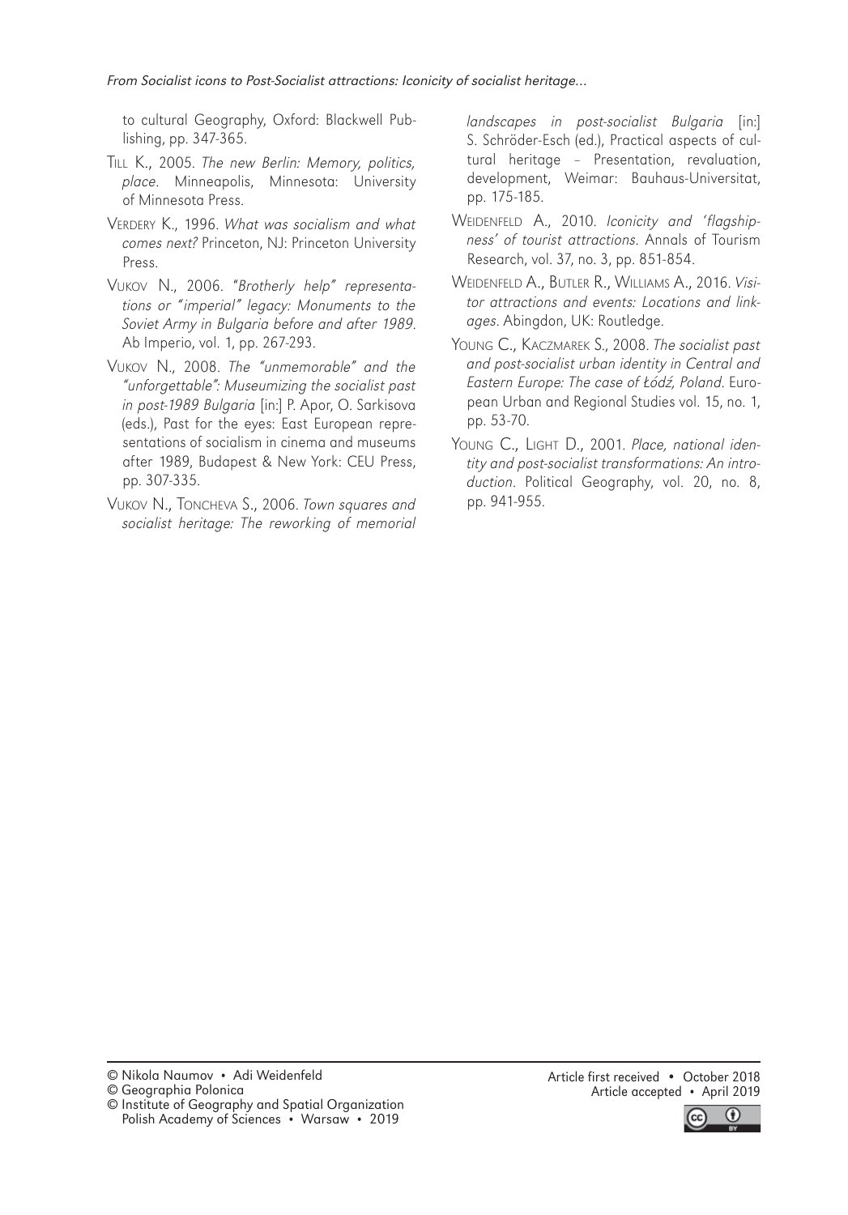to cultural Geography, Oxford: Blackwell Publishing, pp. 347-365.

Till K., 2005. *The new Berlin: Memory, politics, place*. Minneapolis, Minnesota: University of Minnesota Press.

Verdery K., 1996. *What was socialism and what comes next?* Princeton, NJ: Princeton University Press.

Vukov N., 2006. *"Brotherly help" representations or "imperial" legacy: Monuments to the Soviet Army in Bulgaria before and after 1989*. Ab Imperio, vol. 1, pp. 267-293.

Vukov N., 2008. *The "unmemorable" and the "unforgettable": Museumizing the socialist past in post-1989 Bulgaria* [in:] P. Apor, O. Sarkisova (eds.), Past for the eyes: East European representations of socialism in cinema and museums after 1989, Budapest & New York: CEU Press, pp. 307-335.

Vukov N., Toncheva S., 2006. *Town squares and socialist heritage: The reworking of memorial landscapes in post-socialist Bulgaria* [in:] S. Schröder-Esch (ed.), Practical aspects of cultural heritage – Presentation, revaluation, development, Weimar: Bauhaus-Universitat, pp. 175-185.

Weidenfeld A., 2010. *Iconicity and 'flagshipness' of tourist attractions*. Annals of Tourism Research, vol. 37, no. 3, pp. 851-854.

Weidenfeld A., Butler R., Williams A., 2016. *Visitor attractions and events: Locations and linkages*. Abingdon, UK: Routledge.

Young C., Kaczmarek S., 2008. *The socialist past and post-socialist urban identity in Central and Eastern Europe: The case of Łódź, Poland*. European Urban and Regional Studies vol. 15, no. 1, pp. 53-70.

Young C., Light D., 2001. *Place, national identity and post-socialist transformations: An introduction*. Political Geography, vol. 20, no. 8, pp. 941-955.

© Nikola Naumov • Adi Weidenfeld
© Geographia Polonica
© Institute of Geography and Spatial Organization Polish Academy of Sciences • Warsaw • 2019

Article first received • October 2018
Article accepted • April 2019